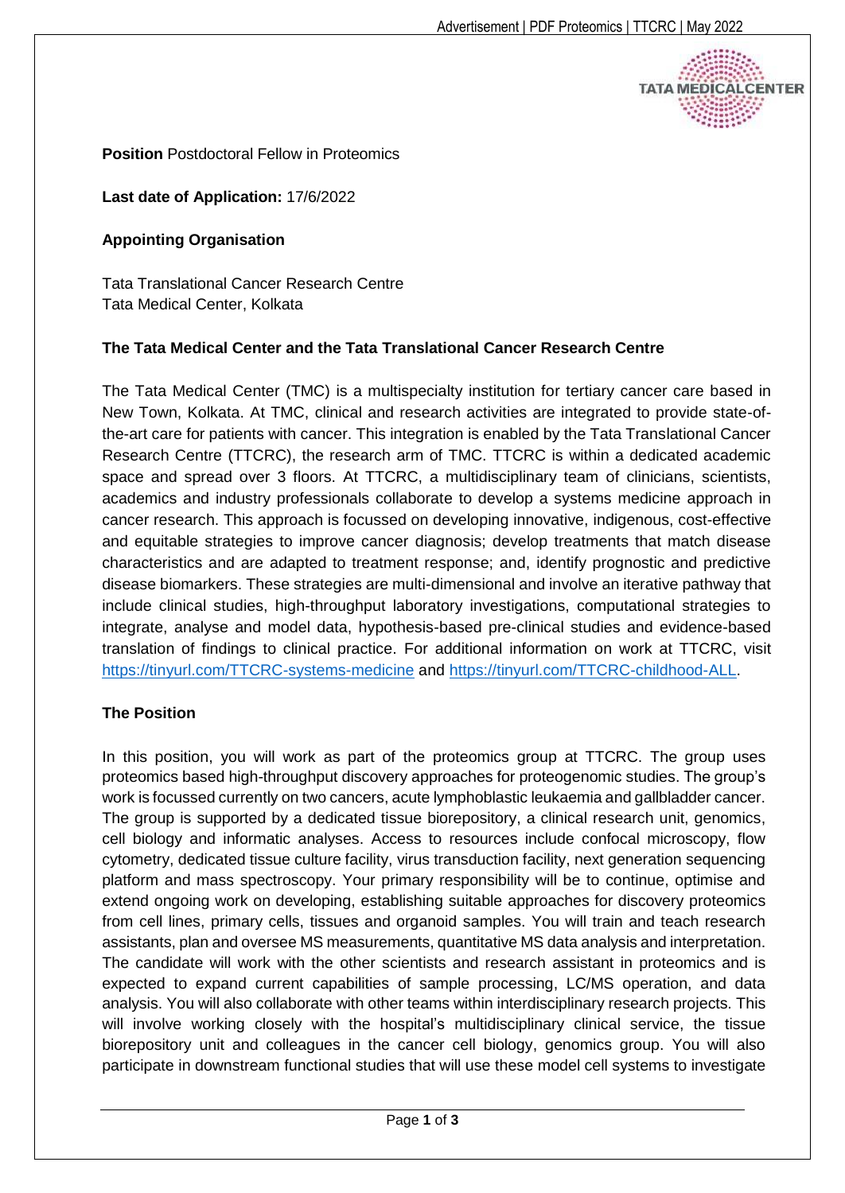**Position** Postdoctoral Fellow in Proteomics

**Last date of Application:** 17/6/2022

**Appointing Organisation**

Tata Translational Cancer Research Centre
Tata Medical Center, Kolkata

**The Tata Medical Center and the Tata Translational Cancer Research Centre**

The Tata Medical Center (TMC) is a multispecialty institution for tertiary cancer care based in New Town, Kolkata. At TMC, clinical and research activities are integrated to provide state-of-the-art care for patients with cancer. This integration is enabled by the Tata Translational Cancer Research Centre (TTCRC), the research arm of TMC. TTCRC is within a dedicated academic space and spread over 3 floors. At TTCRC, a multidisciplinary team of clinicians, scientists, academics and industry professionals collaborate to develop a systems medicine approach in cancer research. This approach is focussed on developing innovative, indigenous, cost-effective and equitable strategies to improve cancer diagnosis; develop treatments that match disease characteristics and are adapted to treatment response; and, identify prognostic and predictive disease biomarkers. These strategies are multi-dimensional and involve an iterative pathway that include clinical studies, high-throughput laboratory investigations, computational strategies to integrate, analyse and model data, hypothesis-based pre-clinical studies and evidence-based translation of findings to clinical practice. For additional information on work at TTCRC, visit https://tinyurl.com/TTCRC-systems-medicine and https://tinyurl.com/TTCRC-childhood-ALL.

**The Position**

In this position, you will work as part of the proteomics group at TTCRC. The group uses proteomics based high-throughput discovery approaches for proteogenomic studies. The group's work is focussed currently on two cancers, acute lymphoblastic leukaemia and gallbladder cancer. The group is supported by a dedicated tissue biorepository, a clinical research unit, genomics, cell biology and informatic analyses. Access to resources include confocal microscopy, flow cytometry, dedicated tissue culture facility, virus transduction facility, next generation sequencing platform and mass spectroscopy. Your primary responsibility will be to continue, optimise and extend ongoing work on developing, establishing suitable approaches for discovery proteomics from cell lines, primary cells, tissues and organoid samples. You will train and teach research assistants, plan and oversee MS measurements, quantitative MS data analysis and interpretation. The candidate will work with the other scientists and research assistant in proteomics and is expected to expand current capabilities of sample processing, LC/MS operation, and data analysis. You will also collaborate with other teams within interdisciplinary research projects. This will involve working closely with the hospital's multidisciplinary clinical service, the tissue biorepository unit and colleagues in the cancer cell biology, genomics group. You will also participate in downstream functional studies that will use these model cell systems to investigate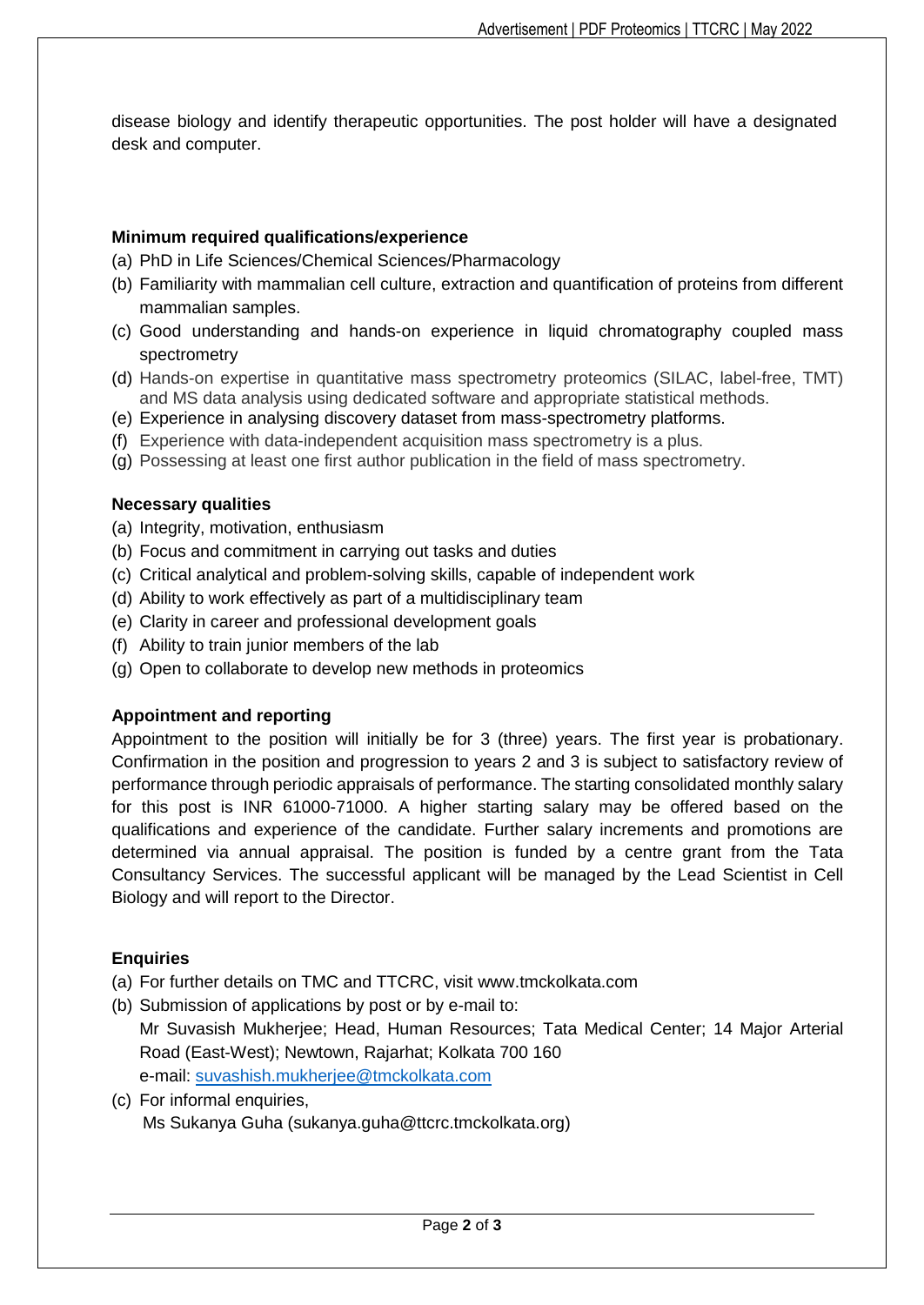disease biology and identify therapeutic opportunities. The post holder will have a designated desk and computer.

### Minimum required qualifications/experience

(a) PhD in Life Sciences/Chemical Sciences/Pharmacology
(b) Familiarity with mammalian cell culture, extraction and quantification of proteins from different mammalian samples.
(c) Good understanding and hands-on experience in liquid chromatography coupled mass spectrometry
(d) Hands-on expertise in quantitative mass spectrometry proteomics (SILAC, label-free, TMT) and MS data analysis using dedicated software and appropriate statistical methods.
(e) Experience in analysing discovery dataset from mass-spectrometry platforms.
(f) Experience with data-independent acquisition mass spectrometry is a plus.
(g) Possessing at least one first author publication in the field of mass spectrometry.

### Necessary qualities

(a) Integrity, motivation, enthusiasm
(b) Focus and commitment in carrying out tasks and duties
(c) Critical analytical and problem-solving skills, capable of independent work
(d) Ability to work effectively as part of a multidisciplinary team
(e) Clarity in career and professional development goals
(f) Ability to train junior members of the lab
(g) Open to collaborate to develop new methods in proteomics

### Appointment and reporting

Appointment to the position will initially be for 3 (three) years. The first year is probationary. Confirmation in the position and progression to years 2 and 3 is subject to satisfactory review of performance through periodic appraisals of performance. The starting consolidated monthly salary for this post is INR 61000-71000. A higher starting salary may be offered based on the qualifications and experience of the candidate. Further salary increments and promotions are determined via annual appraisal. The position is funded by a centre grant from the Tata Consultancy Services. The successful applicant will be managed by the Lead Scientist in Cell Biology and will report to the Director.

### Enquiries

(a) For further details on TMC and TTCRC, visit www.tmckolkata.com
(b) Submission of applications by post or by e-mail to:
Mr Suvasish Mukherjee; Head, Human Resources; Tata Medical Center; 14 Major Arterial Road (East-West); Newtown, Rajarhat; Kolkata 700 160
e-mail: suvashish.mukherjee@tmckolkata.com
(c) For informal enquiries,
Ms Sukanya Guha (sukanya.guha@ttcrc.tmckolkata.org)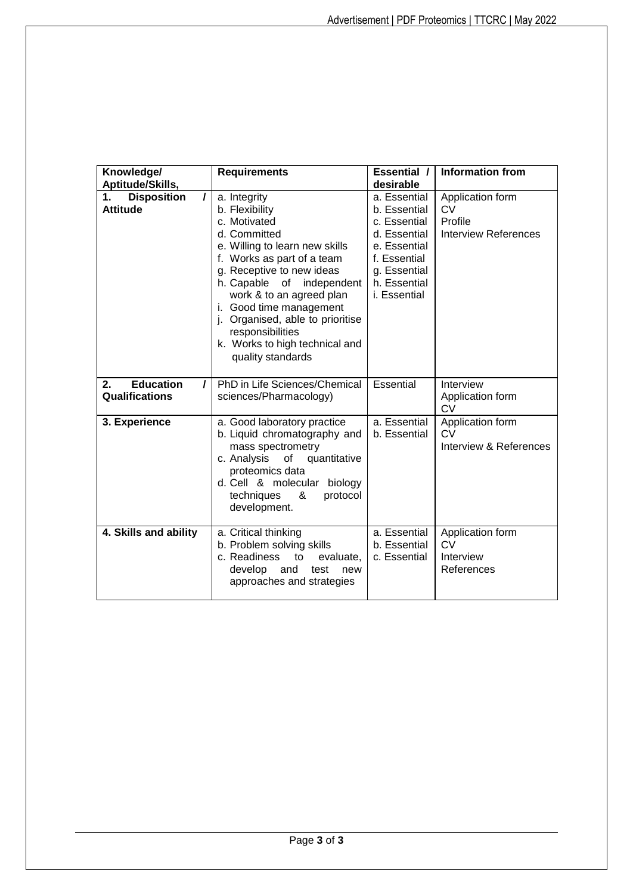| Knowledge/ Aptitude/Skills, | Requirements | Essential / desirable | Information from |
|---|---|---|---|
| **1. Disposition / Attitude** | a. Integrity<br>b. Flexibility<br>c. Motivated<br>d. Committed<br>e. Willing to learn new skills<br>f. Works as part of a team<br>g. Receptive to new ideas<br>h. Capable of independent work & to an agreed plan<br>i. Good time management<br>j. Organised, able to prioritise responsibilities<br>k. Works to high technical and quality standards | a. Essential<br>b. Essential<br>c. Essential<br>d. Essential<br>e. Essential<br>f. Essential<br>g. Essential<br>h. Essential<br>i. Essential | Application form<br>CV<br>Profile<br>Interview References |
| **2. Education / Qualifications** | PhD in Life Sciences/Chemical sciences/Pharmacology) | Essential | Interview<br>Application form<br>CV |
| **3. Experience** | a. Good laboratory practice<br>b. Liquid chromatography and mass spectrometry<br>c. Analysis of quantitative proteomics data<br>d. Cell & molecular biology techniques & protocol development. | a. Essential<br>b. Essential | Application form<br>CV<br>Interview & References |
| **4. Skills and ability** | a. Critical thinking<br>b. Problem solving skills<br>c. Readiness to evaluate, develop and test new approaches and strategies | a. Essential<br>b. Essential<br>c. Essential | Application form<br>CV<br>Interview<br>References |